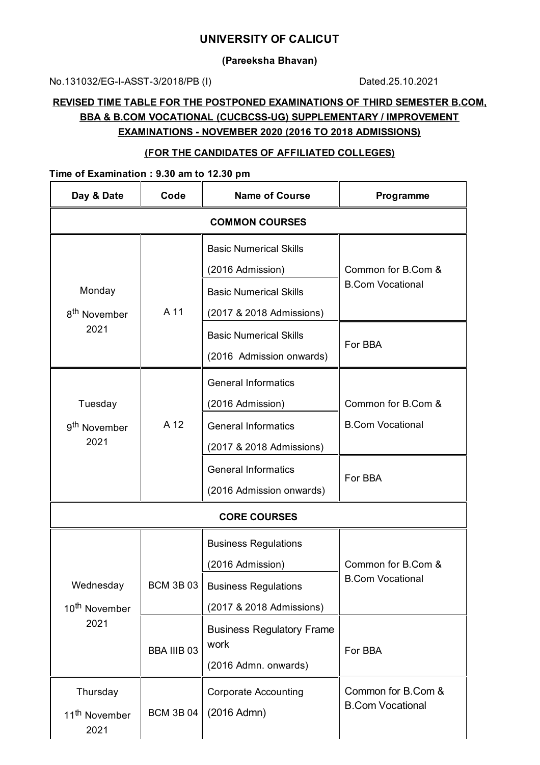# UNIVERSITY OF CALICUT

**(Pareeksha Bhavan)**

No.131032/EG-I-ASST-3/2018/PB (I) Dated.25.10.2021

**REVISED TIME TABLE FOR THE POSTPONED EXAMINATIONS OF THIRD SEMESTER B.COM, BBA & B.COM VOCATIONAL (CUCBCSS-UG) SUPPLEMENTARY / IMPROVEMENT EXAMINATIONS - NOVEMBER 2020 (2016 TO 2018 ADMISSIONS)**

**(FOR THE CANDIDATES OF AFFILIATED COLLEGES)**

**Time of Examination : 9.30 am to 12.30 pm**

| Day & Date | Code | Name of Course | Programme |
|---|---|---|---|
| **COMMON COURSES** | | | |
| Monday 8th November 2021 | A 11 | Basic Numerical Skills (2016 Admission) | Common for B.Com & B.Com Vocational |
| | | Basic Numerical Skills (2017 & 2018 Admissions) | |
| | | Basic Numerical Skills (2016 Admission onwards) | For BBA |
| Tuesday 9th November 2021 | A 12 | General Informatics (2016 Admission) | Common for B.Com & B.Com Vocational |
| | | General Informatics (2017 & 2018 Admissions) | |
| | | General Informatics (2016 Admission onwards) | For BBA |
| **CORE COURSES** | | | |
| Wednesday 10th November 2021 | BCM 3B 03 | Business Regulations (2016 Admission) | Common for B.Com & B.Com Vocational |
| | | Business Regulations (2017 & 2018 Admissions) | |
| | BBA IIIB 03 | Business Regulatory Frame work (2016 Admn. onwards) | For BBA |
| Thursday 11th November 2021 | BCM 3B 04 | Corporate Accounting (2016 Admn) | Common for B.Com & B.Com Vocational |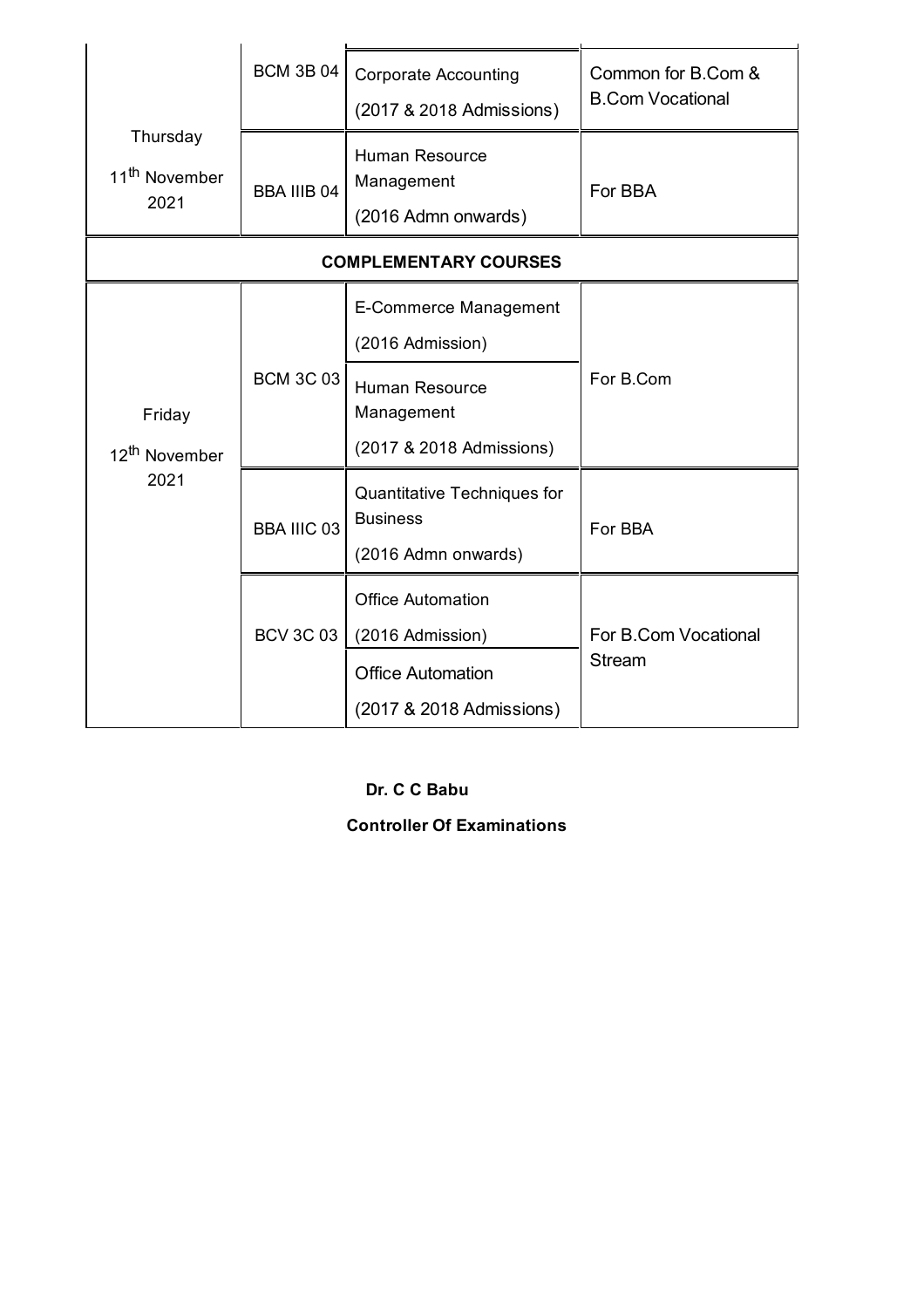| | | | |
|---|---|---|---|
| Thursday 11th November 2021 | BCM 3B 04 | Corporate Accounting (2017 & 2018 Admissions) | Common for B.Com & B.Com Vocational |
| | BBA IIIB 04 | Human Resource Management (2016 Admn onwards) | For BBA |
| **COMPLEMENTARY COURSES** | | | |
| Friday 12th November 2021 | BCM 3C 03 | E-Commerce Management (2016 Admission) | For B.Com |
| | | Human Resource Management (2017 & 2018 Admissions) | |
| | BBA IIIC 03 | Quantitative Techniques for Business (2016 Admn onwards) | For BBA |
| | BCV 3C 03 | Office Automation (2016 Admission) | For B.Com Vocational Stream |
| | | Office Automation (2017 & 2018 Admissions) | |

**Dr. C C Babu**

**Controller Of Examinations**